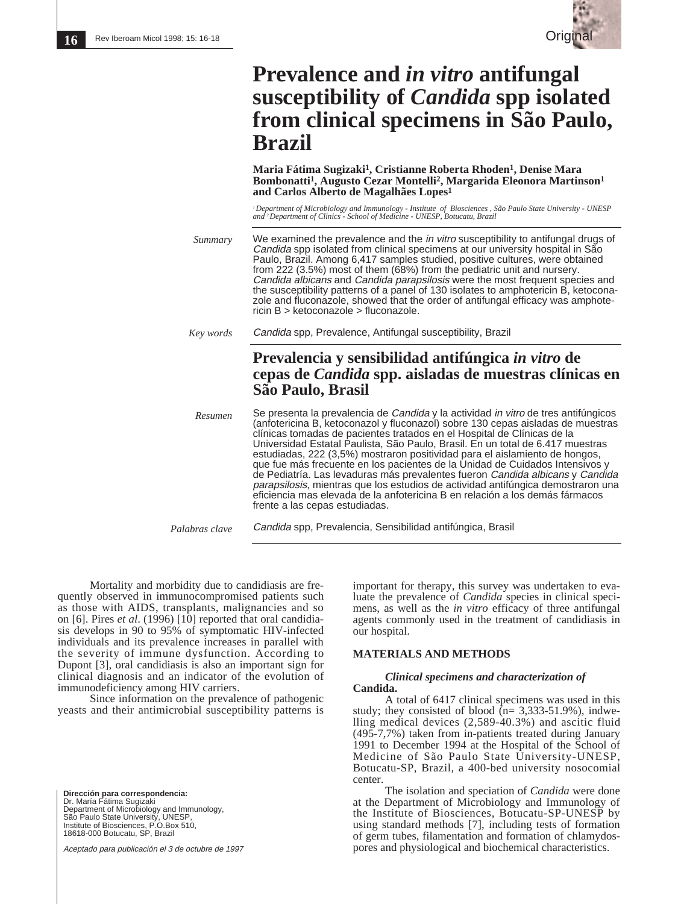Original

# Prevalence and *in vitro* antifungal susceptibility of *Candida* spp isolated from clinical specimens in São Paulo, Brazil

**Maria Fátima Sugizaki[1], Cristianne Roberta Rhoden[1], Denise Mara Bombonatti[1], Augusto Cezar Montelli[2], Margarida Eleonora Martinson[1] and Carlos Alberto de Magalhães Lopes[1]**

*[1] Department of Microbiology and Immunology - Institute of Biosciences , São Paulo State University - UNESP and [2] Department of Clinics - School of Medicine - UNESP, Botucatu, Brazil*

*Summary* We examined the prevalence and the *in vitro* susceptibility to antifungal drugs of *Candida* spp isolated from clinical specimens at our university hospital in São Paulo, Brazil. Among 6,417 samples studied, positive cultures, were obtained from 222 (3.5%) most of them (68%) from the pediatric unit and nursery. *Candida albicans* and *Candida parapsilosis* were the most frequent species and the susceptibility patterns of a panel of 130 isolates to amphotericin B, ketoconazole and fluconazole, showed that the order of antifungal efficacy was amphotericin B > ketoconazole > fluconazole.

*Key words* *Candida* spp, Prevalence, Antifungal susceptibility, Brazil

## Prevalencia y sensibilidad antifúngica *in vitro* de cepas de *Candida* spp. aisladas de muestras clínicas en São Paulo, Brasil

*Resumen* Se presenta la prevalencia de *Candida* y la actividad *in vitro* de tres antifúngicos (anfotericina B, ketoconazol y fluconazol) sobre 130 cepas aisladas de muestras clínicas tomadas de pacientes tratados en el Hospital de Clínicas de la Universidad Estatal Paulista, São Paulo, Brasil. En un total de 6.417 muestras estudiadas, 222 (3,5%) mostraron positividad para el aislamiento de hongos, que fue más frecuente en los pacientes de la Unidad de Cuidados Intensivos y de Pediatría. Las levaduras más prevalentes fueron *Candida albicans* y *Candida parapsilosis*, mientras que los estudios de actividad antifúngica demostraron una eficiencia mas elevada de la anfotericina B en relación a los demás fármacos frente a las cepas estudiadas.

*Palabras clave* *Candida* spp, Prevalencia, Sensibilidad antifúngica, Brasil

Mortality and morbidity due to candidiasis are frequently observed in immunocompromised patients such as those with AIDS, transplants, malignancies and so on [6]. Pires *et al*. (1996) [10] reported that oral candidiasis develops in 90 to 95% of symptomatic HIV-infected individuals and its prevalence increases in parallel with the severity of immune dysfunction. According to Dupont [3], oral candidiasis is also an important sign for clinical diagnosis and an indicator of the evolution of immunodeficiency among HIV carriers.

Since information on the prevalence of pathogenic yeasts and their antimicrobial susceptibility patterns is important for therapy, this survey was undertaken to evaluate the prevalence of *Candida* species in clinical specimens, as well as the *in vitro* efficacy of three antifungal agents commonly used in the treatment of candidiasis in our hospital.

## MATERIALS AND METHODS

### *Clinical specimens and characterization of* Candida.

A total of 6417 clinical specimens was used in this study; they consisted of blood (n= 3,333-51.9%), indwelling medical devices (2,589-40.3%) and ascitic fluid (495-7,7%) taken from in-patients treated during January 1991 to December 1994 at the Hospital of the School of Medicine of São Paulo State University-UNESP, Botucatu-SP, Brazil, a 400-bed university nosocomial center.

The isolation and speciation of *Candida* were done at the Department of Microbiology and Immunology of the Institute of Biosciences, Botucatu-SP-UNESP by using standard methods [7], including tests of formation of germ tubes, filamentation and formation of chlamydospores and physiological and biochemical characteristics.

**Dirección para correspondencia:**
Dr. María Fátima Sugizaki
Department of Microbiology and Immunology,
São Paulo State University, UNESP,
Institute of Biosciences, P.O.Box 510,
18618-000 Botucatu, SP, Brazil

*Aceptado para publicación el 3 de octubre de 1997*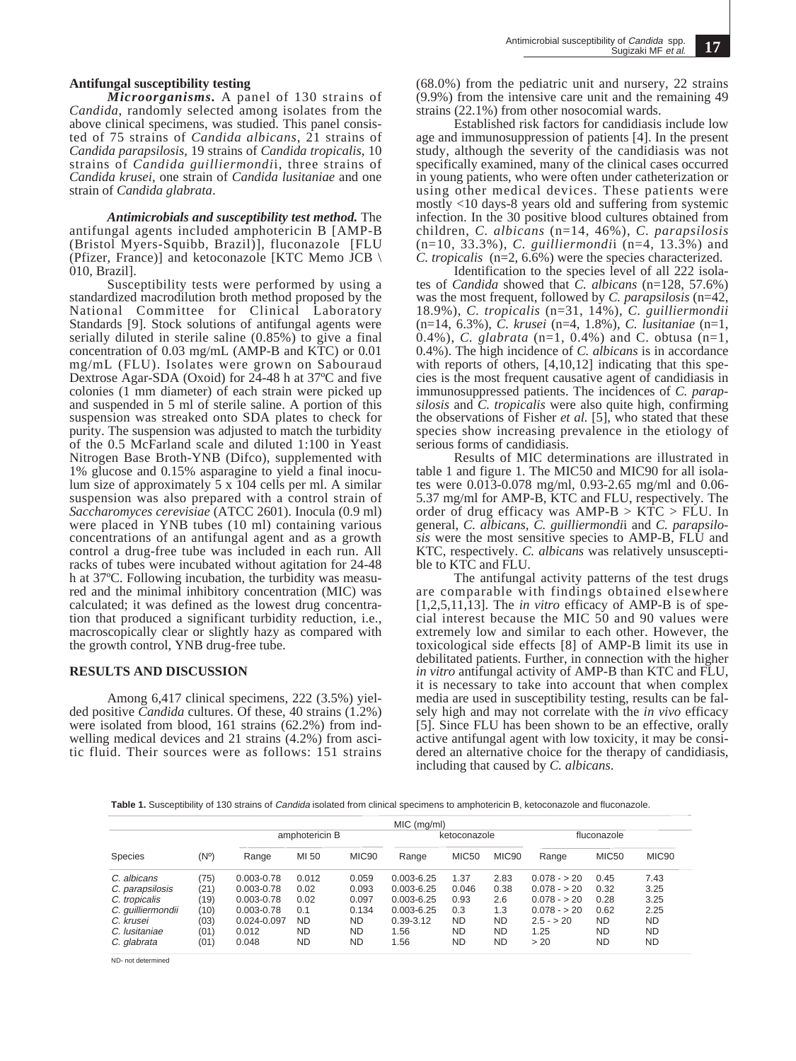### Antifungal susceptibility testing

***Microorganisms.*** A panel of 130 strains of *Candida*, randomly selected among isolates from the above clinical specimens, was studied. This panel consisted of 75 strains of *Candida albicans*, 21 strains of *Candida parapsilosis*, 19 strains of *Candida tropicalis*, 10 strains of *Candida guilliermondi*i, three strains of *Candida krusei*, one strain of *Candida lusitaniae* and one strain of *Candida glabrata*.

***Antimicrobials and susceptibility test method.*** The antifungal agents included amphotericin B [AMP-B (Bristol Myers-Squibb, Brazil)], fluconazole [FLU (Pfizer, France)] and ketoconazole [KTC Memo JCB \ 010, Brazil].

Susceptibility tests were performed by using a standardized macrodilution broth method proposed by the National Committee for Clinical Laboratory Standards [9]. Stock solutions of antifungal agents were serially diluted in sterile saline (0.85%) to give a final concentration of 0.03 mg/mL (AMP-B and KTC) or 0.01 mg/mL (FLU). Isolates were grown on Sabouraud Dextrose Agar-SDA (Oxoid) for 24-48 h at 37ºC and five colonies (1 mm diameter) of each strain were picked up and suspended in 5 ml of sterile saline. A portion of this suspension was streaked onto SDA plates to check for purity. The suspension was adjusted to match the turbidity of the 0.5 McFarland scale and diluted 1:100 in Yeast Nitrogen Base Broth-YNB (Difco), supplemented with 1% glucose and 0.15% asparagine to yield a final inoculum size of approximately 5 x 104 cells per ml. A similar suspension was also prepared with a control strain of *Saccharomyces cerevisiae* (ATCC 2601). Inocula (0.9 ml) were placed in YNB tubes (10 ml) containing various concentrations of an antifungal agent and as a growth control a drug-free tube was included in each run. All racks of tubes were incubated without agitation for 24-48 h at 37ºC. Following incubation, the turbidity was measured and the minimal inhibitory concentration (MIC) was calculated; it was defined as the lowest drug concentration that produced a significant turbidity reduction, i.e., macroscopically clear or slightly hazy as compared with the growth control, YNB drug-free tube.

## RESULTS AND DISCUSSION

Among 6,417 clinical specimens, 222 (3.5%) yielded positive *Candida* cultures. Of these, 40 strains (1.2%) were isolated from blood, 161 strains (62.2%) from indwelling medical devices and 21 strains (4.2%) from ascitic fluid. Their sources were as follows: 151 strains (68.0%) from the pediatric unit and nursery, 22 strains (9.9%) from the intensive care unit and the remaining 49 strains (22.1%) from other nosocomial wards.

Established risk factors for candidiasis include low age and immunosuppression of patients [4]. In the present study, although the severity of the candidiasis was not specifically examined, many of the clinical cases occurred in young patients, who were often under catheterization or using other medical devices. These patients were mostly <10 days-8 years old and suffering from systemic infection. In the 30 positive blood cultures obtained from children, *C. albicans* (n=14, 46%), *C. parapsilosis* (n=10, 33.3%), *C. guilliermondi*i (n=4, 13.3%) and *C. tropicalis* (n=2, 6.6%) were the species characterized.

Identification to the species level of all 222 isolates of *Candida* showed that *C. albicans* (n=128, 57.6%) was the most frequent, followed by *C. parapsilosis* (n=42, 18.9%), *C. tropicalis* (n=31, 14%), *C. guilliermondii* (n=14, 6.3%), *C. krusei* (n=4, 1.8%), *C. lusitaniae* (n=1, 0.4%), *C. glabrata* (n=1, 0.4%) and C. obtusa (n=1, 0.4%). The high incidence of *C. albicans* is in accordance with reports of others, [4,10,12] indicating that this species is the most frequent causative agent of candidiasis in immunosuppressed patients. The incidences of *C. parapsilosis* and *C. tropicalis* were also quite high, confirming the observations of Fisher *et al.* [5], who stated that these species show increasing prevalence in the etiology of serious forms of candidiasis.

Results of MIC determinations are illustrated in table 1 and figure 1. The MIC50 and MIC90 for all isolates were 0.013-0.078 mg/ml, 0.93-2.65 mg/ml and 0.06-5.37 mg/ml for AMP-B, KTC and FLU, respectively. The order of drug efficacy was AMP-B > KTC > FLU. In general, *C. albicans*, *C. guilliermondi*i and *C. parapsilosis* were the most sensitive species to AMP-B, FLU and KTC, respectively. *C. albicans* was relatively unsusceptible to KTC and FLU.

The antifungal activity patterns of the test drugs are comparable with findings obtained elsewhere [1,2,5,11,13]. The *in vitro* efficacy of AMP-B is of special interest because the MIC 50 and 90 values were extremely low and similar to each other. However, the toxicological side effects [8] of AMP-B limit its use in debilitated patients. Further, in connection with the higher *in vitro* antifungal activity of AMP-B than KTC and FLU, it is necessary to take into account that when complex media are used in susceptibility testing, results can be falsely high and may not correlate with the *in vivo* efficacy [5]. Since FLU has been shown to be an effective, orally active antifungal agent with low toxicity, it may be considered an alternative choice for the therapy of candidiasis, including that caused by *C. albicans*.

**Table 1.** Susceptibility of 130 strains of *Candida* isolated from clinical specimens to amphotericin B, ketoconazole and fluconazole.

| | | MIC (mg/ml) | | | | | | | | |
|---|---|---|---|---|---|---|---|---|---|---|
| | | amphotericin B | | | ketoconazole | | | fluconazole | | |
| Species | (Nº) | Range | MI 50 | MIC90 | Range | MIC50 | MIC90 | Range | MIC50 | MIC90 |
| *C. albicans* | (75) | 0.003-0.78 | 0.012 | 0.059 | 0.003-6.25 | 1.37 | 2.83 | 0.078 - > 20 | 0.45 | 7.43 |
| *C. parapsilosis* | (21) | 0.003-0.78 | 0.02 | 0.093 | 0.003-6.25 | 0.046 | 0.38 | 0.078 - > 20 | 0.32 | 3.25 |
| *C. tropicalis* | (19) | 0.003-0.78 | 0.02 | 0.097 | 0.003-6.25 | 0.93 | 2.6 | 0.078 - > 20 | 0.28 | 3.25 |
| *C. guilliermondii* | (10) | 0.003-0.78 | 0.1 | 0.134 | 0.003-6.25 | 0.3 | 1.3 | 0.078 - > 20 | 0.62 | 2.25 |
| *C. krusei* | (03) | 0.024-0.097 | ND | ND | 0.39-3.12 | ND | ND | 2.5 - > 20 | ND | ND |
| *C. lusitaniae* | (01) | 0.012 | ND | ND | 1.56 | ND | ND | 1.25 | ND | ND |
| *C. glabrata* | (01) | 0.048 | ND | ND | 1.56 | ND | ND | > 20 | ND | ND |

ND- not determined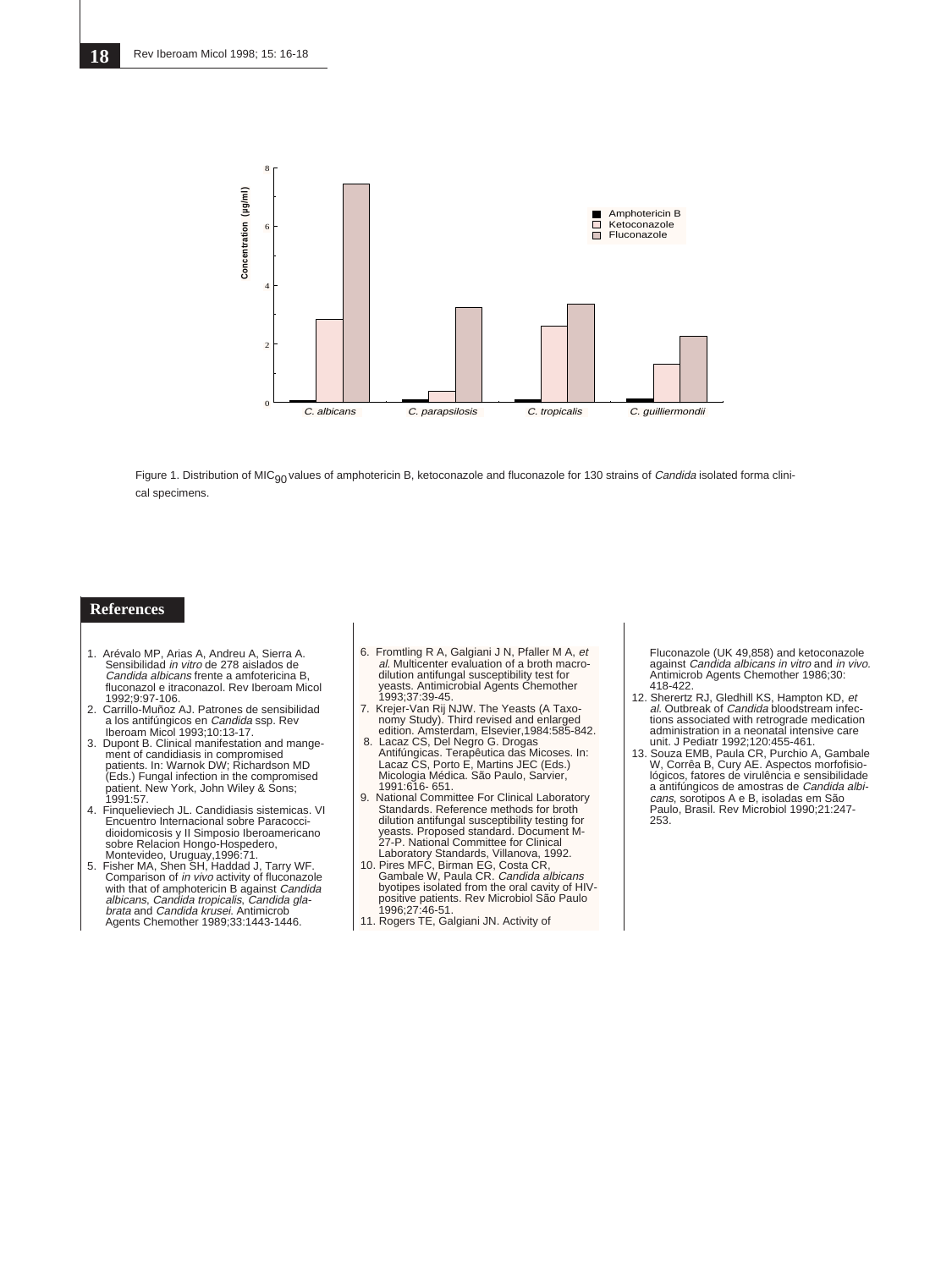8

6

4

2

0

Concentration (µg/ml)

Amphotericin B
Ketoconazole
Fluconazole

*C. albicans* *C. parapsilosis* *C. tropicalis* *C. guilliermondii*

Figure 1. Distribution of $MIC_{90}$ values of amphotericin B, ketoconazole and fluconazole for 130 strains of *Candida* isolated forma clinical specimens.

## References

1. Arévalo MP, Arias A, Andreu A, Sierra A. Sensibilidad *in vitro* de 278 aislados de *Candida albicans* frente a amfotericina B, fluconazol e itraconazol. Rev Iberoam Micol 1992;9:97-106.
2. Carrillo-Muñoz AJ. Patrones de sensibilidad a los antifúngicos en *Candida* ssp. Rev Iberoam Micol 1993;10:13-17.
3. Dupont B. Clinical manifestation and mangement of candidiasis in compromised patients. In: Warnok DW; Richardson MD (Eds.) Fungal infection in the compromised patient. New York, John Wiley & Sons; 1991:57.
4. Finquelieviech JL. Candidiasis sistemicas. VI Encuentro Internacional sobre Paracoccidioidomicosis y II Simposio Iberoamericano sobre Relacion Hongo-Hospedero, Montevideo, Uruguay,1996:71.
5. Fisher MA, Shen SH, Haddad J, Tarry WF. Comparison of *in vivo* activity of fluconazole with that of amphotericin B against *Candida albicans, Candida tropicalis*, *Candida glabrata* and *Candida krusei.* Antimicrob Agents Chemother 1989;33:1443-1446.
6. Fromtling R A, Galgiani J N, Pfaller M A, *et al.* Multicenter evaluation of a broth macrodilution antifungal susceptibility test for yeasts. Antimicrobial Agents Chemother 1993;37:39-45.
7. Krejer-Van Rij NJW. The Yeasts (A Taxonomy Study). Third revised and enlarged edition. Amsterdam, Elsevier,1984:585-842.
8. Lacaz CS, Del Negro G. Drogas Antifúngicas. Terapêutica das Micoses. In: Lacaz CS, Porto E, Martins JEC (Eds.) Micologia Médica. São Paulo, Sarvier, 1991:616- 651.
9. National Committee For Clinical Laboratory Standards. Reference methods for broth dilution antifungal susceptibility testing for yeasts. Proposed standard. Document M-27-P. National Committee for Clinical Laboratory Standards, Villanova, 1992.
10. Pires MFC, Birman EG, Costa CR, Gambale W, Paula CR. *Candida albicans* byotipes isolated from the oral cavity of HIV-positive patients. Rev Microbiol São Paulo 1996;27:46-51.
11. Rogers TE, Galgiani JN. Activity of Fluconazole (UK 49,858) and ketoconazole against *Candida albicans in vitro* and *in vivo.* Antimicrob Agents Chemother 1986;30: 418-422.
12. Sherertz RJ, Gledhill KS, Hampton KD, *et al.* Outbreak of *Candida* bloodstream infections associated with retrograde medication administration in a neonatal intensive care unit. J Pediatr 1992;120:455-461.
13. Souza EMB, Paula CR, Purchio A, Gambale W, Corrêa B, Cury AE. Aspectos morfofisiológicos, fatores de virulência e sensibilidade a antifúngicos de amostras de *Candida albicans*, sorotipos A e B, isoladas em São Paulo, Brasil. Rev Microbiol 1990;21:247-253.